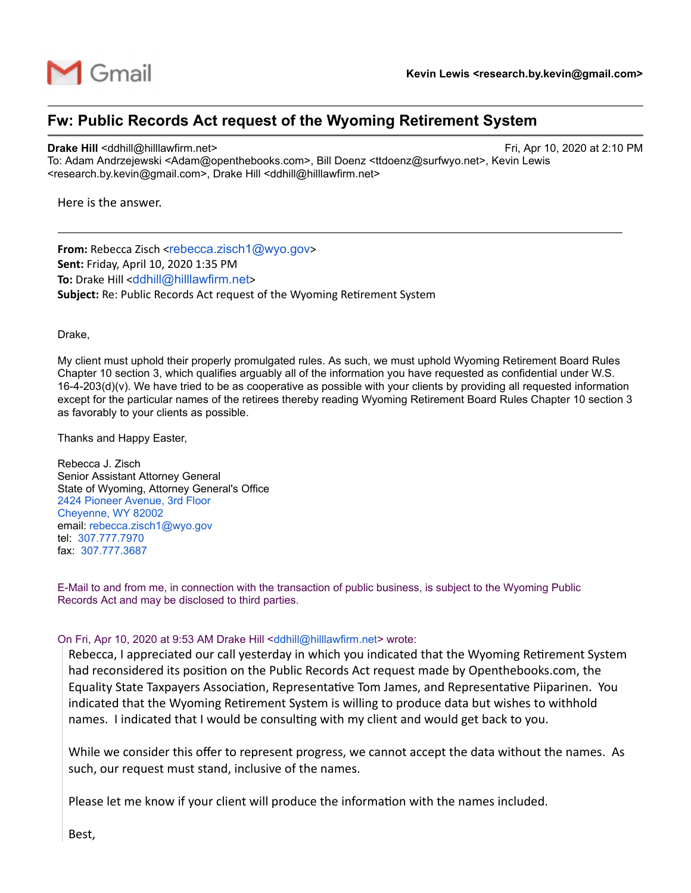Gmail

**Kevin Lewis <research.by.kevin@gmail.com>**

# Fw: Public Records Act request of the Wyoming Retirement System

**Drake Hill** <ddhill@hilllawfirm.net> Fri, Apr 10, 2020 at 2:10 PM
To: Adam Andrzejewski <Adam@openthebooks.com>, Bill Doenz <ttdoenz@surfwyo.net>, Kevin Lewis <research.by.kevin@gmail.com>, Drake Hill <ddhill@hilllawfirm.net>

Here is the answer.

---

**From:** Rebecca Zisch <rebecca.zisch1@wyo.gov>
**Sent:** Friday, April 10, 2020 1:35 PM
**To:** Drake Hill <ddhill@hilllawfirm.net>
**Subject:** Re: Public Records Act request of the Wyoming Retirement System

Drake,

My client must uphold their properly promulgated rules. As such, we must uphold Wyoming Retirement Board Rules Chapter 10 section 3, which qualifies arguably all of the information you have requested as confidential under W.S. 16-4-203(d)(v). We have tried to be as cooperative as possible with your clients by providing all requested information except for the particular names of the retirees thereby reading Wyoming Retirement Board Rules Chapter 10 section 3 as favorably to your clients as possible.

Thanks and Happy Easter,

Rebecca J. Zisch
Senior Assistant Attorney General
State of Wyoming, Attorney General's Office
2424 Pioneer Avenue, 3rd Floor
Cheyenne, WY 82002
email: rebecca.zisch1@wyo.gov
tel: 307.777.7970
fax: 307.777.3687

E-Mail to and from me, in connection with the transaction of public business, is subject to the Wyoming Public Records Act and may be disclosed to third parties.

On Fri, Apr 10, 2020 at 9:53 AM Drake Hill <ddhill@hilllawfirm.net> wrote:

> Rebecca, I appreciated our call yesterday in which you indicated that the Wyoming Retirement System had reconsidered its position on the Public Records Act request made by Openthebooks.com, the Equality State Taxpayers Association, Representative Tom James, and Representative Piiparinen. You indicated that the Wyoming Retirement System is willing to produce data but wishes to withhold names. I indicated that I would be consulting with my client and would get back to you.
>
> While we consider this offer to represent progress, we cannot accept the data without the names. As such, our request must stand, inclusive of the names.
>
> Please let me know if your client will produce the information with the names included.
>
> Best,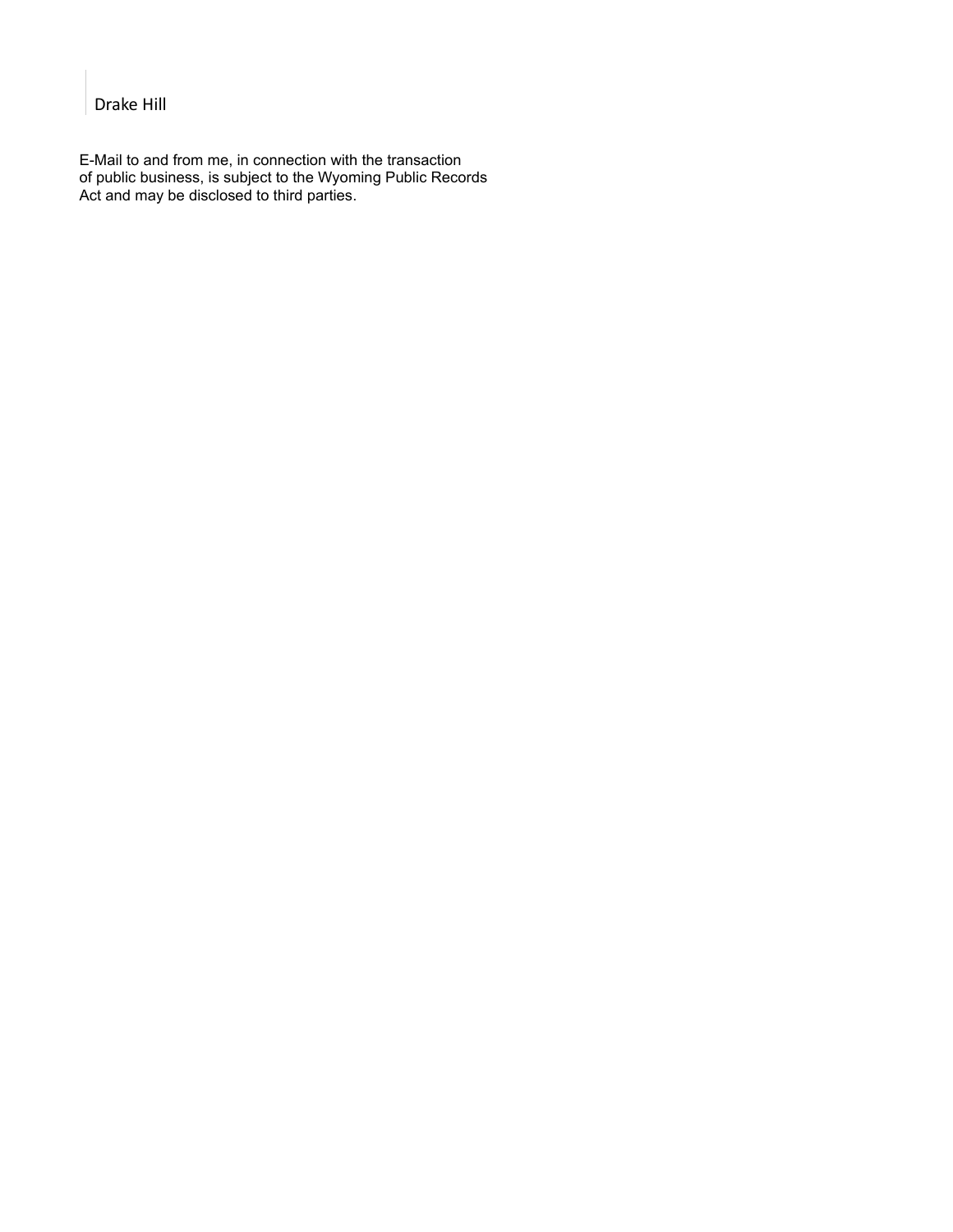Drake Hill

E-Mail to and from me, in connection with the transaction
of public business, is subject to the Wyoming Public Records
Act and may be disclosed to third parties.